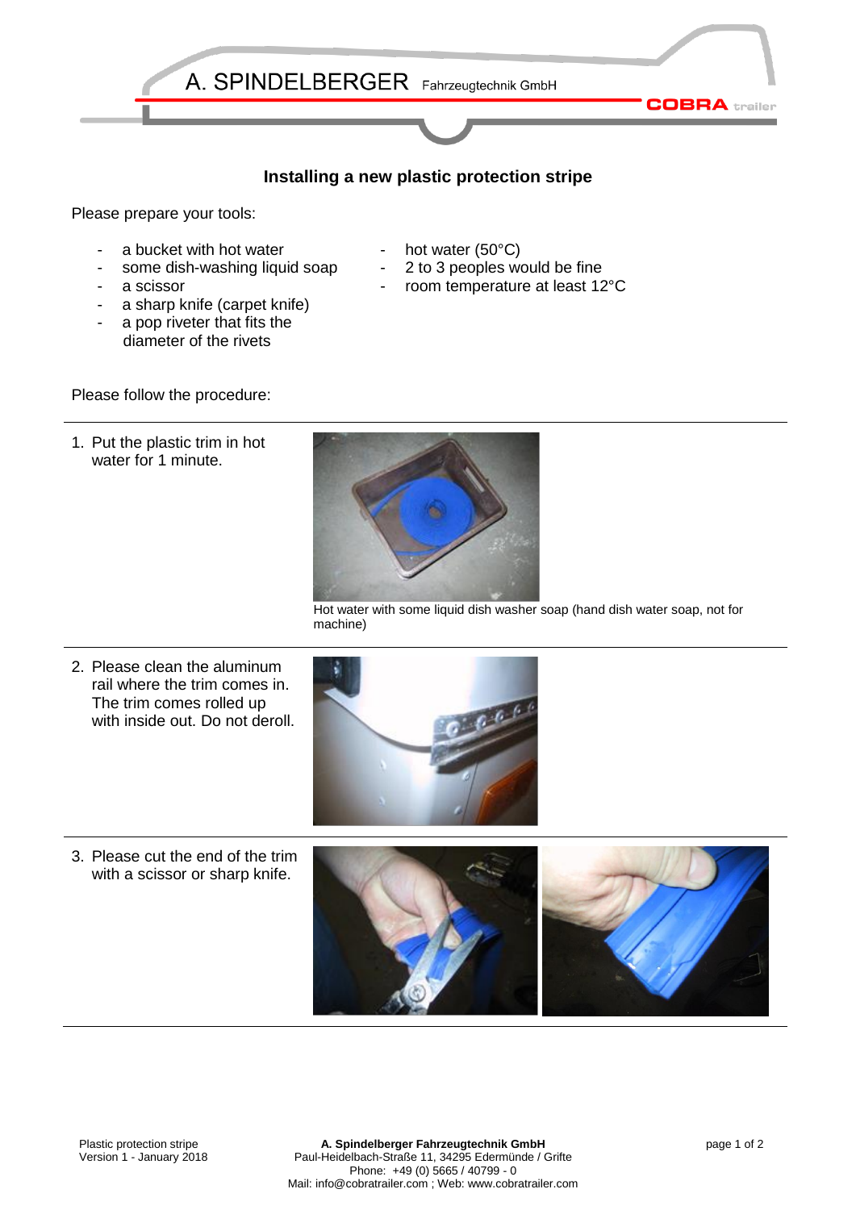A. SPINDELBERGER Fahrzeugtechnik GmbH

COBRA trailer

## Installing a new plastic protection stripe

Please prepare your tools:

- a bucket with hot water
- some dish-washing liquid soap
- a scissor
- a sharp knife (carpet knife)
- a pop riveter that fits the diameter of the rivets
- hot water (50°C)
- 2 to 3 peoples would be fine
- room temperature at least 12°C

Please follow the procedure:

---

1. Put the plastic trim in hot water for 1 minute.

Hot water with some liquid dish washer soap (hand dish water soap, not for machine)

---

2. Please clean the aluminum rail where the trim comes in. The trim comes rolled up with inside out. Do not deroll.

---

3. Please cut the end of the trim with a scissor or sharp knife.

---

Plastic protection stripe
Version 1 - January 2018

**A. Spindelberger Fahrzeugtechnik GmbH**
Paul-Heidelbach-Straße 11, 34295 Edermünde / Grifte
Phone: +49 (0) 5665 / 40799 - 0
Mail: info@cobratrailer.com ; Web: www.cobratrailer.com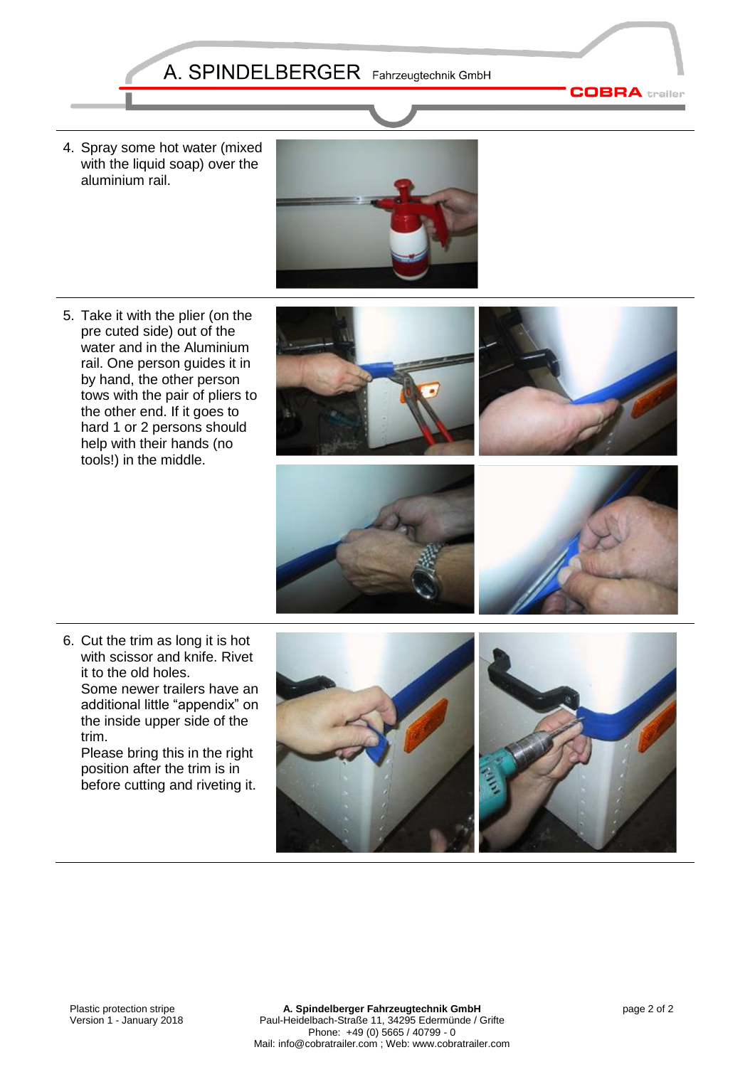4. Spray some hot water (mixed with the liquid soap) over the aluminium rail.

5. Take it with the plier (on the pre cuted side) out of the water and in the Aluminium rail. One person guides it in by hand, the other person tows with the pair of pliers to the other end. If it goes to hard 1 or 2 persons should help with their hands (no tools!) in the middle.

6. Cut the trim as long it is hot with scissor and knife. Rivet it to the old holes.
   Some newer trailers have an additional little "appendix" on the inside upper side of the trim.
   Please bring this in the right position after the trim is in before cutting and riveting it.